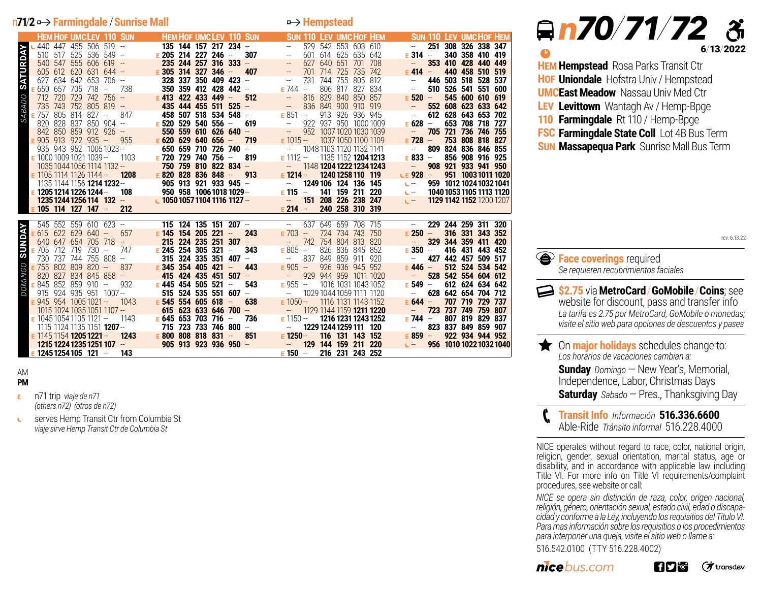# n70/71/72

6/13/2022

**HEM Hempstead** Rosa Parks Transit Ctr
**HOF Uniondale** Hofstra Univ / Hempstead
**UMC East Meadow** Nassau Univ Med Ctr
**LEV Levittown** Wantagh Av / Hemp-Bpge
**110 Farmingdale** Rt 110 / Hemp-Bpge
**FSC Farmingdale State Coll** Lot 4B Bus Term
**SUN Massapequa Park** Sunrise Mall Bus Term

## n71/2 → Farmingdale / Sunrise Mall

### SATURDAY *SABADO*

| | HEM | HOF | UMC | LEV | 110 | SUN |
|---|---|---|---|---|---|---|
| ☾ | 440 | 447 | 455 | 506 | 519 | -- |
| | 510 | 517 | 525 | 536 | 549 | -- |
| | 540 | 547 | 555 | 606 | 619 | -- |
| | 605 | 612 | 620 | 631 | 644 | -- |
| | 627 | 634 | 642 | 653 | 706 | -- |
| E | 650 | 657 | 705 | 718 | -- | 738 |
| | 712 | 720 | 729 | 742 | 756 | -- |
| | 735 | 743 | 752 | 805 | 819 | -- |
| E | 757 | 805 | 814 | 827 | -- | 847 |
| | 820 | 828 | 837 | 850 | 904 | -- |
| | 842 | 850 | 859 | 912 | 926 | -- |
| E | 905 | 913 | 922 | 935 | -- | 955 |
| | 935 | 943 | 952 | 1005 | 1023 | -- |
| E | 1000 | 1009 | 1021 | 1039 | -- | 1103 |
| | 1035 | 1044 | 1056 | 1114 | 1132 | -- |
| E | 1105 | 1114 | 1126 | 1144 | -- | **1208** |
| | 1135 | 1144 | 1156 | **1214** | **1232** | -- |
| E | **1205** | **1214** | **1226** | **1244** | -- | **108** |
| | **1235** | **1244** | **1256** | **114** | **132** | -- |
| E | **105** | **114** | **127** | **147** | -- | **212** |
| | **135** | **144** | **157** | **217** | **234** | -- |
| E | **205** | **214** | **227** | **246** | -- | **307** |
| | **235** | **244** | **257** | **316** | **333** | -- |
| E | **305** | **314** | **327** | **346** | -- | **407** |
| | **328** | **337** | **350** | **409** | **423** | -- |
| | **350** | **359** | **412** | **428** | **442** | -- |
| E | **413** | **422** | **433** | **449** | -- | **512** |
| | **435** | **444** | **455** | **511** | **525** | -- |
| | **458** | **507** | **518** | **534** | **548** | -- |
| E | **520** | **529** | **540** | **556** | -- | **619** |
| | **550** | **559** | **610** | **626** | **640** | -- |
| E | **620** | **629** | **640** | **656** | -- | **719** |
| | **650** | **659** | **710** | **726** | **740** | -- |
| E | **720** | **729** | **740** | **756** | -- | **819** |
| | **750** | **759** | **810** | **822** | **834** | -- |
| E | **820** | **828** | **836** | **848** | -- | **913** |
| | **905** | **913** | **921** | **933** | **945** | -- |
| | **950** | **958** | **1006** | **1018** | **1029** | -- |
| ☾ | **1050** | **1057** | **1104** | **1116** | **1127** | -- |

### SUNDAY *DOMINGO*

| | HEM | HOF | UMC | LEV | 110 | SUN |
|---|---|---|---|---|---|---|
| | 545 | 552 | 559 | 610 | 623 | -- |
| E | 615 | 622 | 629 | 640 | -- | 657 |
| | 640 | 647 | 654 | 705 | 718 | -- |
| E | 705 | 712 | 719 | 730 | -- | 747 |
| | 730 | 737 | 744 | 755 | 808 | -- |
| E | 755 | 802 | 809 | 820 | -- | 837 |
| | 820 | 827 | 834 | 845 | 858 | -- |
| E | 845 | 852 | 859 | 910 | -- | 932 |
| | 915 | 924 | 935 | 951 | 1007 | -- |
| E | 945 | 954 | 1005 | 1021 | -- | 1043 |
| | 1015 | 1024 | 1035 | 1051 | 1107 | -- |
| E | 1045 | 1054 | 1105 | 1121 | -- | 1143 |
| | 1115 | 1124 | 1135 | 1151 | **1207** | -- |
| E | 1145 | 1154 | **1205** | **1221** | -- | **1243** |
| | **1215** | **1224** | **1235** | **1251** | **107** | -- |
| E | **1245** | **1254** | **105** | **121** | -- | **143** |
| | **115** | **124** | **135** | **151** | **207** | -- |
| E | **145** | **154** | **205** | **221** | -- | **243** |
| | **215** | **224** | **235** | **251** | **307** | -- |
| E | **245** | **254** | **305** | **321** | -- | **343** |
| | **315** | **324** | **335** | **351** | **407** | -- |
| E | **345** | **354** | **405** | **421** | -- | **443** |
| | **415** | **424** | **435** | **451** | **507** | -- |
| E | **445** | **454** | **505** | **521** | -- | **543** |
| | **515** | **524** | **535** | **551** | **607** | -- |
| E | **545** | **554** | **605** | **618** | -- | **638** |
| | **615** | **623** | **633** | **646** | **700** | -- |
| E | **645** | **653** | **703** | **716** | -- | **736** |
| | **715** | **723** | **733** | **746** | **800** | -- |
| E | **800** | **808** | **818** | **831** | -- | **851** |
| | **905** | **913** | **923** | **936** | **950** | -- |

## → Hempstead

### SATURDAY *SABADO*

| | SUN | 110 | LEV | UMC | HOF | HEM |
|---|---|---|---|---|---|---|
| | -- | 529 | 542 | 553 | 603 | 610 |
| | -- | 601 | 614 | 625 | 635 | 642 |
| | -- | 627 | 640 | 651 | 701 | 708 |
| | -- | 701 | 714 | 725 | 735 | 742 |
| | -- | 731 | 744 | 755 | 805 | 812 |
| E | 744 | -- | 806 | 817 | 827 | 834 |
| | -- | 816 | 829 | 840 | 850 | 857 |
| | -- | 836 | 849 | 900 | 910 | 919 |
| E | 851 | -- | 913 | 926 | 936 | 945 |
| | -- | 922 | 937 | 950 | 1000 | 1009 |
| | -- | 952 | 1007 | 1020 | 1030 | 1039 |
| E | 1015 | -- | 1037 | 1050 | 1100 | 1109 |
| | -- | 1048 | 1103 | 1120 | 1132 | 1141 |
| E | 1112 | -- | 1135 | 1152 | **1204** | **1213** |
| | -- | 1148 | **1204** | **1222** | **1234** | **1243** |
| E | **1214** | -- | **1240** | **1258** | **110** | **119** |
| | -- | **1249** | **106** | **124** | **136** | **145** |
| E | **115** | -- | **141** | **159** | **211** | **220** |
| | -- | **151** | **208** | **226** | **238** | **247** |
| E | **214** | -- | **240** | **258** | **310** | **319** |
| | -- | **251** | **308** | **326** | **338** | **347** |
| E | **314** | -- | **340** | **358** | **410** | **419** |
| | -- | **353** | **410** | **428** | **440** | **449** |
| E | **414** | -- | **440** | **458** | **510** | **519** |
| | -- | **446** | **503** | **518** | **528** | **537** |
| | -- | **510** | **526** | **541** | **551** | **600** |
| E | **520** | -- | **545** | **600** | **610** | **619** |
| | -- | **552** | **608** | **623** | **633** | **642** |
| | -- | **612** | **628** | **643** | **653** | **702** |
| E | **628** | -- | **653** | **708** | **718** | **727** |
| | -- | **705** | **721** | **736** | **746** | **755** |
| E | **728** | -- | **753** | **808** | **818** | **827** |
| | -- | **809** | **824** | **836** | **846** | **855** |
| E | **833** | -- | **856** | **908** | **916** | **925** |
| | -- | **908** | **921** | **933** | **941** | **950** |
| ☾E | **928** | -- | **951** | **1003** | **1011** | **1020** |
| ☾ | -- | **959** | **1012** | **1024** | **1032** | **1041** |
| ☾ | -- | **1040** | **1053** | **1105** | **1113** | **1120** |
| ☾ | -- | **1129** | **1142** | **1152** | **1200** | **1207** |

### SUNDAY *DOMINGO*

| | SUN | 110 | LEV | UMC | HOF | HEM |
|---|---|---|---|---|---|---|
| | -- | 637 | 649 | 659 | 708 | 715 |
| E | 703 | -- | 724 | 734 | 743 | 750 |
| | -- | 742 | 754 | 804 | 813 | 820 |
| E | 805 | -- | 826 | 836 | 845 | 852 |
| | -- | 837 | 849 | 859 | 911 | 920 |
| E | 905 | -- | 926 | 936 | 945 | 952 |
| | -- | 929 | 944 | 959 | 1011 | 1020 |
| E | 955 | -- | 1016 | 1031 | 1043 | 1052 |
| | -- | 1029 | 1044 | 1059 | 1111 | 1120 |
| E | 1050 | -- | 1116 | 1131 | 1143 | 1152 |
| | -- | 1129 | 1144 | 1159 | **1211** | **1220** |
| E | 1150 | -- | **1216** | **1231** | **1243** | **1252** |
| | -- | **1229** | **1244** | **1259** | **111** | **120** |
| E | **1250** | -- | **116** | **131** | **143** | **152** |
| | -- | **129** | **144** | **159** | **211** | **220** |
| E | **150** | -- | **216** | **231** | **243** | **252** |
| | -- | **229** | **244** | **259** | **311** | **320** |
| E | **250** | -- | **316** | **331** | **343** | **352** |
| | -- | **329** | **344** | **359** | **411** | **420** |
| E | **350** | -- | **416** | **431** | **443** | **452** |
| | -- | **427** | **442** | **457** | **509** | **517** |
| E | **446** | -- | **512** | **524** | **534** | **542** |
| | -- | **528** | **542** | **554** | **604** | **612** |
| E | **549** | -- | **612** | **624** | **634** | **642** |
| | -- | **628** | **642** | **654** | **704** | **712** |
| E | **644** | -- | **707** | **719** | **729** | **737** |
| | -- | **723** | **737** | **749** | **759** | **807** |
| E | **744** | -- | **807** | **819** | **829** | **837** |
| | -- | **823** | **837** | **849** | **859** | **907** |
| E | **859** | -- | **922** | **934** | **944** | **952** |
| ☾ | -- | **956** | **1010** | **1022** | **1032** | **1040** |

AM
**PM**

E — n71 trip *viaje de n71*
*(others n72) (otros de n72)*

☾ — serves Hemp Transit Ctr from Columbia St
*viaje sirve Hemp Transit Ctr de Columbia St*

rev. 6.13.22

**Face coverings** required
*Se requieren recubrimientos faciales*

**$2.75** via **MetroCard / GoMobile / Coins**; see website for discount, pass and transfer info
*La tarifa es 2.75 por MetroCard, GoMobile o monedas; visite el sitio web para opciones de descuentos y pases*

★ On **major holidays** schedules change to:
*Los horarios de vacaciones cambian a:*
**Sunday** *Domingo* — New Year's, Memorial, Independence, Labor, Christmas Days
**Saturday** *Sabado* — Pres., Thanksgiving Day

**Transit Info** *Información* **516.336.6600**
Able-Ride *Tránsito informal* 516.228.4000

NICE operates without regard to race, color, national origin, religion, gender, sexual orientation, marital status, age or disability, and in accordance with applicable law including Title VI. For more info on Title VI requirements/complaint procedures, see website or call:

*NICE se opera sin distinción de raza, color, origen nacional, religión, género, orientación sexual, estado civil, edad o discapacidad y conforme a la Ley, incluyendo los requisitos del Titulo VI. Para mas información sobre los requisitos o los procedimientos para interponer una queja, visite el sitio web o llame a:*

516.542.0100 (TTY 516.228.4002)

nicebus.com

transdev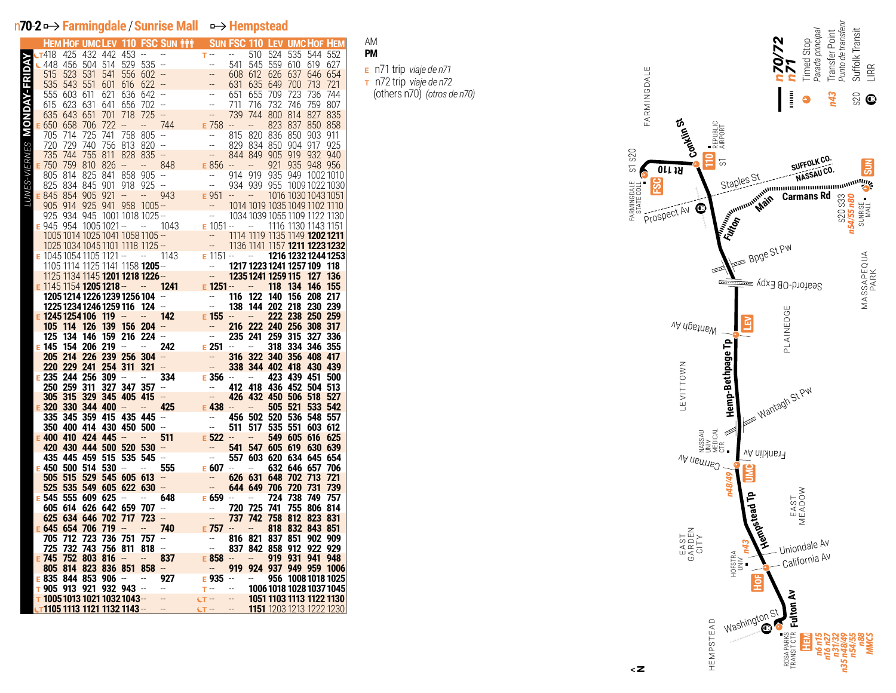## n70-2 ⇨ Farmingdale / Sunrise Mall ⇨ Hempstead

**MONDAY-FRIDAY** *LUNES-VIERNES*

| | HEM | HOF | UMC | LEV | 110 | FSC | SUN | | SUN | FSC | 110 | LEV | UMC | HOF | HEM |
|---|---|---|---|---|---|---|---|---|---|---|---|---|---|---|---|
| T | 418 | 425 | 432 | 442 | 453 | -- | -- | T | -- | -- | 510 | 524 | 535 | 544 | 552 |
| | 448 | 456 | 504 | 514 | 529 | 535 | -- | | -- | 541 | 545 | 559 | 610 | 619 | 627 |
| | 515 | 523 | 531 | 541 | 556 | 602 | -- | | -- | 608 | 612 | 626 | 637 | 646 | 654 |
| | 535 | 543 | 551 | 601 | 616 | 622 | -- | | -- | 631 | 635 | 649 | 700 | 713 | 721 |
| | 555 | 603 | 611 | 621 | 636 | 642 | -- | | -- | 651 | 655 | 709 | 723 | 736 | 744 |
| | 615 | 623 | 631 | 641 | 656 | 702 | -- | | -- | 711 | 716 | 732 | 746 | 759 | 807 |
| | 635 | 643 | 651 | 701 | 718 | 725 | -- | | -- | 739 | 744 | 800 | 814 | 827 | 835 |
| E | 650 | 658 | 706 | 722 | -- | -- | 744 | E | 758 | -- | -- | 823 | 837 | 850 | 858 |
| | 705 | 714 | 725 | 741 | 758 | 805 | -- | | -- | 815 | 820 | 836 | 850 | 903 | 911 |
| | 720 | 729 | 740 | 756 | 813 | 820 | -- | | -- | 829 | 834 | 850 | 904 | 917 | 925 |
| | 735 | 744 | 755 | 811 | 828 | 835 | -- | | -- | 844 | 849 | 905 | 919 | 932 | 940 |
| E | 750 | 759 | 810 | 826 | -- | -- | 848 | E | 856 | -- | -- | 921 | 935 | 948 | 956 |
| | 805 | 814 | 825 | 841 | 858 | 905 | -- | | -- | 914 | 919 | 935 | 949 | 1002 | 1010 |
| | 825 | 834 | 845 | 901 | 918 | 925 | -- | | -- | 934 | 939 | 955 | 1009 | 1022 | 1030 |
| E | 845 | 854 | 905 | 921 | -- | -- | 943 | E | 951 | -- | -- | 1016 | 1030 | 1043 | 1051 |
| | 905 | 914 | 925 | 941 | 958 | 1005 | -- | | -- | 1014 | 1019 | 1035 | 1049 | 1102 | 1110 |
| | 925 | 934 | 945 | 1001 | 1018 | 1025 | -- | | -- | 1034 | 1039 | 1055 | 1109 | 1122 | 1130 |
| E | 945 | 954 | 1005 | 1021 | -- | -- | 1043 | E | 1051 | -- | -- | 1116 | 1130 | 1143 | 1151 |
| | 1005 | 1014 | 1025 | 1041 | 1058 | 1105 | -- | | -- | 1114 | 1119 | 1135 | 1149 | **1202** | **1211** |
| | 1025 | 1034 | 1045 | 1101 | 1118 | 1125 | -- | | -- | 1136 | 1141 | 1157 | **1211** | **1223** | **1232** |
| E | 1045 | 1054 | 1105 | 1121 | -- | -- | 1143 | E | 1151 | -- | -- | **1216** | **1232** | **1244** | **1253** |
| | 1105 | 1114 | 1125 | 1141 | 1158 | **1205** | -- | | -- | **1217** | **1223** | **1241** | **1257** | **109** | **118** |
| | 1125 | 1134 | 1145 | **1201** | **1218** | **1226** | -- | | -- | **1235** | **1241** | **1259** | **115** | **127** | **136** |
| E | 1145 | 1154 | **1205** | **1218** | -- | -- | **1241** | E | **1251** | -- | -- | **118** | **134** | **146** | **155** |
| | **1205** | **1214** | **1226** | **1239** | **1256** | **104** | -- | | -- | **116** | **122** | **140** | **156** | **208** | **217** |
| | **1225** | **1234** | **1246** | **1259** | **116** | **124** | -- | | -- | **138** | **144** | **202** | **218** | **230** | **239** |
| E | **1245** | **1254** | **106** | **119** | -- | -- | **142** | E | **155** | -- | -- | **222** | **238** | **250** | **259** |
| | **105** | **114** | **126** | **139** | **156** | **204** | -- | | -- | **216** | **222** | **240** | **256** | **308** | **317** |
| | **125** | **134** | **146** | **159** | **216** | **224** | -- | | -- | **235** | **241** | **259** | **315** | **327** | **336** |
| E | **145** | **154** | **206** | **219** | -- | -- | **242** | E | **251** | -- | -- | **318** | **334** | **346** | **355** |
| | **205** | **214** | **226** | **239** | **256** | **304** | -- | | -- | **316** | **322** | **340** | **356** | **408** | **417** |
| | **220** | **229** | **241** | **254** | **311** | **321** | -- | | -- | **338** | **344** | **402** | **418** | **430** | **439** |
| E | **235** | **244** | **256** | **309** | -- | -- | **334** | E | **356** | -- | -- | **423** | **439** | **451** | **500** |
| | **250** | **259** | **311** | **327** | **347** | **357** | -- | | -- | **412** | **418** | **436** | **452** | **504** | **513** |
| | **305** | **315** | **329** | **345** | **405** | **415** | -- | | -- | **426** | **432** | **450** | **506** | **518** | **527** |
| E | **320** | **330** | **344** | **400** | -- | -- | **425** | E | **438** | -- | -- | **505** | **521** | **533** | **542** |
| | **335** | **345** | **359** | **415** | **435** | **445** | -- | | -- | **456** | **502** | **520** | **536** | **548** | **557** |
| | **350** | **400** | **414** | **430** | **450** | **500** | -- | | -- | **511** | **517** | **535** | **551** | **603** | **612** |
| E | **400** | **410** | **424** | **445** | -- | -- | **511** | E | **522** | -- | -- | **549** | **605** | **616** | **625** |
| | **420** | **430** | **444** | **500** | **520** | **530** | -- | | -- | **541** | **547** | **605** | **619** | **630** | **639** |
| | **435** | **445** | **459** | **515** | **535** | **545** | -- | | -- | **557** | **603** | **620** | **634** | **645** | **654** |
| E | **450** | **500** | **514** | **530** | -- | -- | **555** | E | **607** | -- | -- | **632** | **646** | **657** | **706** |
| | **505** | **515** | **529** | **545** | **605** | **613** | -- | | -- | **626** | **631** | **648** | **702** | **713** | **721** |
| | **525** | **535** | **549** | **605** | **622** | **630** | -- | | -- | **644** | **649** | **706** | **720** | **731** | **739** |
| E | **545** | **555** | **609** | **625** | -- | -- | **648** | E | **659** | -- | -- | **724** | **738** | **749** | **757** |
| | **605** | **614** | **626** | **642** | **659** | **707** | -- | | -- | **720** | **725** | **741** | **755** | **806** | **814** |
| | **625** | **634** | **646** | **702** | **717** | **723** | -- | | -- | **737** | **742** | **758** | **812** | **823** | **831** |
| E | **645** | **654** | **706** | **719** | -- | -- | **740** | E | **757** | -- | -- | **818** | **832** | **843** | **851** |
| | **705** | **712** | **723** | **736** | **751** | **757** | -- | | -- | **816** | **821** | **837** | **851** | **902** | **909** |
| | **725** | **732** | **743** | **756** | **811** | **818** | -- | | -- | **837** | **842** | **858** | **912** | **922** | **929** |
| E | **745** | **752** | **803** | **816** | -- | -- | **837** | E | **858** | -- | -- | **919** | **931** | **941** | **948** |
| | **805** | **814** | **823** | **836** | **851** | **858** | -- | | -- | **919** | **924** | **937** | **949** | **959** | **1006** |
| E | **835** | **844** | **853** | **906** | -- | -- | **927** | E | **935** | -- | -- | **956** | **1008** | **1018** | **1025** |
| T | **905** | **913** | **921** | **932** | **943** | -- | -- | T | -- | -- | **1006** | **1018** | **1028** | **1037** | **1045** |
| T | **1005** | **1013** | **1021** | **1032** | **1043** | -- | -- | T | -- | -- | **1051** | **1103** | **1113** | **1122** | **1130** |
| T | **1105** | **1113** | **1121** | **1132** | **1143** | -- | -- | T | -- | -- | **1151** | 1203 | 1213 | 1222 | 1230 |

AM
**PM**

E n71 trip *viaje de n71*
T n72 trip *viaje de n72*
(others n70) *(otros de n70)*

n70/72
n71
Timed Stop *Parada principal*
n43 Transfer Point *Punto de transferir*
S20 Suffolk Transit
LIRR